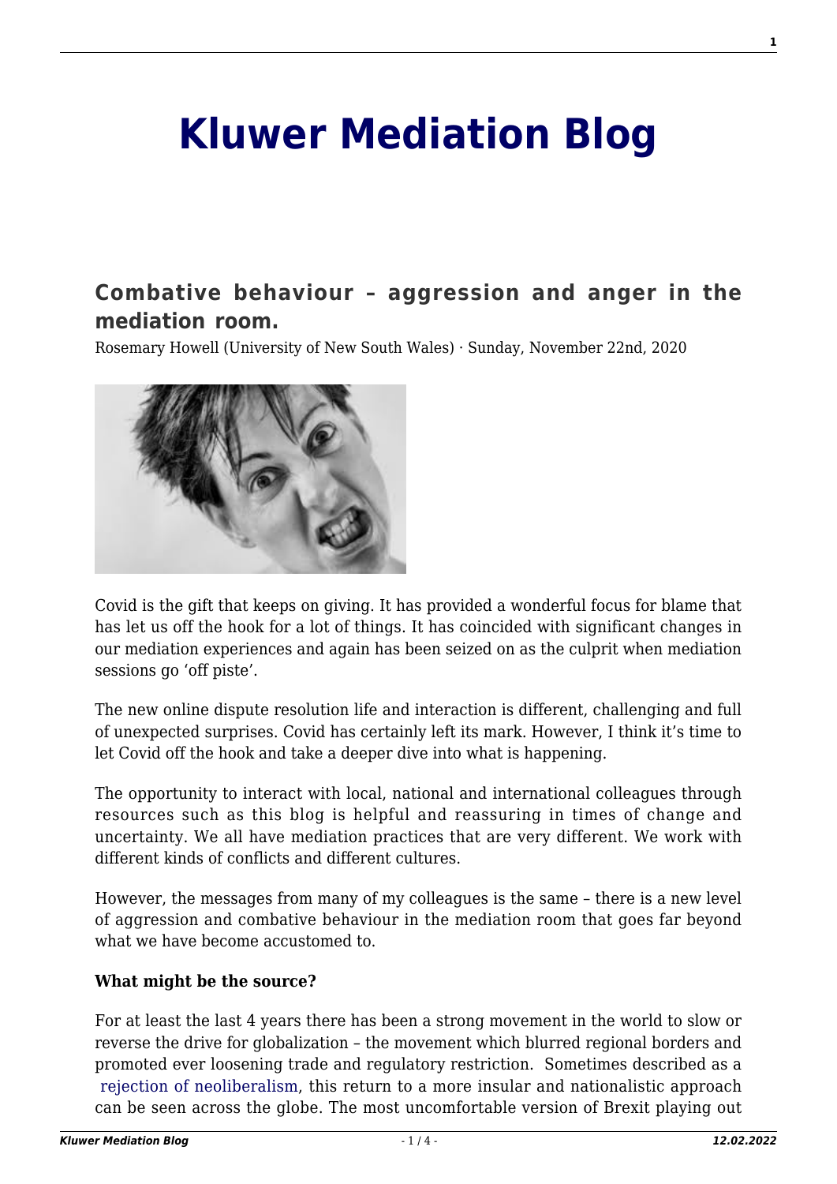# Kluwer Mediation Blog

## Combative behaviour – aggression and anger in the mediation room.

Rosemary Howell (University of New South Wales) · Sunday, November 22nd, 2020

Covid is the gift that keeps on giving. It has provided a wonderful focus for blame that has let us off the hook for a lot of things. It has coincided with significant changes in our mediation experiences and again has been seized on as the culprit when mediation sessions go 'off piste'.

The new online dispute resolution life and interaction is different, challenging and full of unexpected surprises. Covid has certainly left its mark. However, I think it's time to let Covid off the hook and take a deeper dive into what is happening.

The opportunity to interact with local, national and international colleagues through resources such as this blog is helpful and reassuring in times of change and uncertainty. We all have mediation practices that are very different. We work with different kinds of conflicts and different cultures.

However, the messages from many of my colleagues is the same – there is a new level of aggression and combative behaviour in the mediation room that goes far beyond what we have become accustomed to.

**What might be the source?**

For at least the last 4 years there has been a strong movement in the world to slow or reverse the drive for globalization – the movement which blurred regional borders and promoted ever loosening trade and regulatory restriction. Sometimes described as a rejection of neoliberalism, this return to a more insular and nationalistic approach can be seen across the globe. The most uncomfortable version of Brexit playing out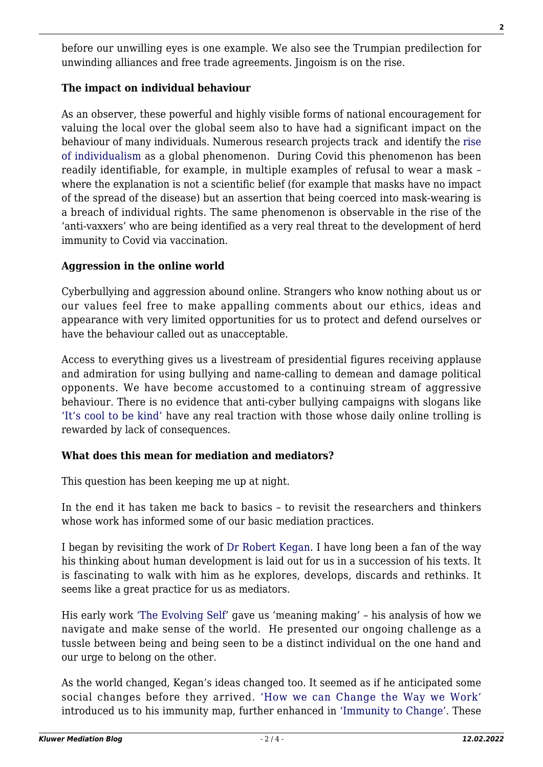before our unwilling eyes is one example. We also see the Trumpian predilection for unwinding alliances and free trade agreements. Jingoism is on the rise.

**The impact on individual behaviour**

As an observer, these powerful and highly visible forms of national encouragement for valuing the local over the global seem also to have had a significant impact on the behaviour of many individuals. Numerous research projects track and identify the rise of individualism as a global phenomenon. During Covid this phenomenon has been readily identifiable, for example, in multiple examples of refusal to wear a mask – where the explanation is not a scientific belief (for example that masks have no impact of the spread of the disease) but an assertion that being coerced into mask-wearing is a breach of individual rights. The same phenomenon is observable in the rise of the 'anti-vaxxers' who are being identified as a very real threat to the development of herd immunity to Covid via vaccination.

**Aggression in the online world**

Cyberbullying and aggression abound online. Strangers who know nothing about us or our values feel free to make appalling comments about our ethics, ideas and appearance with very limited opportunities for us to protect and defend ourselves or have the behaviour called out as unacceptable.

Access to everything gives us a livestream of presidential figures receiving applause and admiration for using bullying and name-calling to demean and damage political opponents. We have become accustomed to a continuing stream of aggressive behaviour. There is no evidence that anti-cyber bullying campaigns with slogans like 'It's cool to be kind' have any real traction with those whose daily online trolling is rewarded by lack of consequences.

**What does this mean for mediation and mediators?**

This question has been keeping me up at night.

In the end it has taken me back to basics – to revisit the researchers and thinkers whose work has informed some of our basic mediation practices.

I began by revisiting the work of Dr Robert Kegan. I have long been a fan of the way his thinking about human development is laid out for us in a succession of his texts. It is fascinating to walk with him as he explores, develops, discards and rethinks. It seems like a great practice for us as mediators.

His early work 'The Evolving Self' gave us 'meaning making' – his analysis of how we navigate and make sense of the world. He presented our ongoing challenge as a tussle between being and being seen to be a distinct individual on the one hand and our urge to belong on the other.

As the world changed, Kegan's ideas changed too. It seemed as if he anticipated some social changes before they arrived. 'How we can Change the Way we Work' introduced us to his immunity map, further enhanced in 'Immunity to Change'. These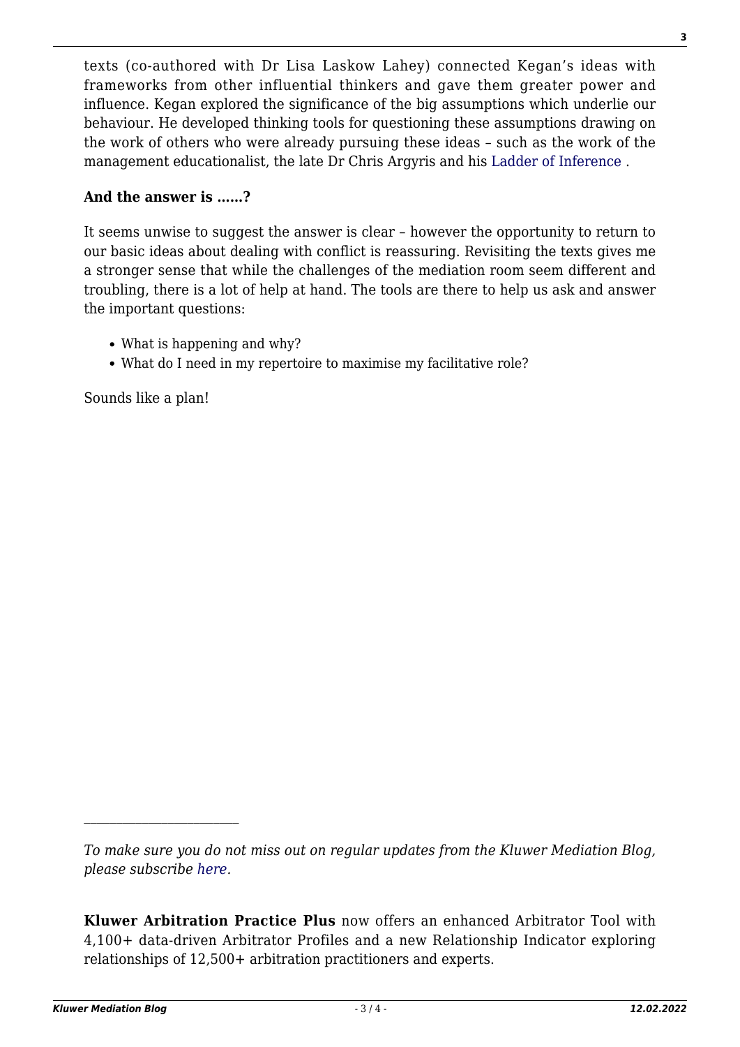texts (co-authored with Dr Lisa Laskow Lahey) connected Kegan's ideas with frameworks from other influential thinkers and gave them greater power and influence. Kegan explored the significance of the big assumptions which underlie our behaviour. He developed thinking tools for questioning these assumptions drawing on the work of others who were already pursuing these ideas – such as the work of the management educationalist, the late Dr Chris Argyris and his Ladder of Inference .

**And the answer is ……?**

It seems unwise to suggest the answer is clear – however the opportunity to return to our basic ideas about dealing with conflict is reassuring. Revisiting the texts gives me a stronger sense that while the challenges of the mediation room seem different and troubling, there is a lot of help at hand. The tools are there to help us ask and answer the important questions:

- What is happening and why?
- What do I need in my repertoire to maximise my facilitative role?

Sounds like a plan!

---

*To make sure you do not miss out on regular updates from the Kluwer Mediation Blog, please subscribe here.*

**Kluwer Arbitration Practice Plus** now offers an enhanced Arbitrator Tool with 4,100+ data-driven Arbitrator Profiles and a new Relationship Indicator exploring relationships of 12,500+ arbitration practitioners and experts.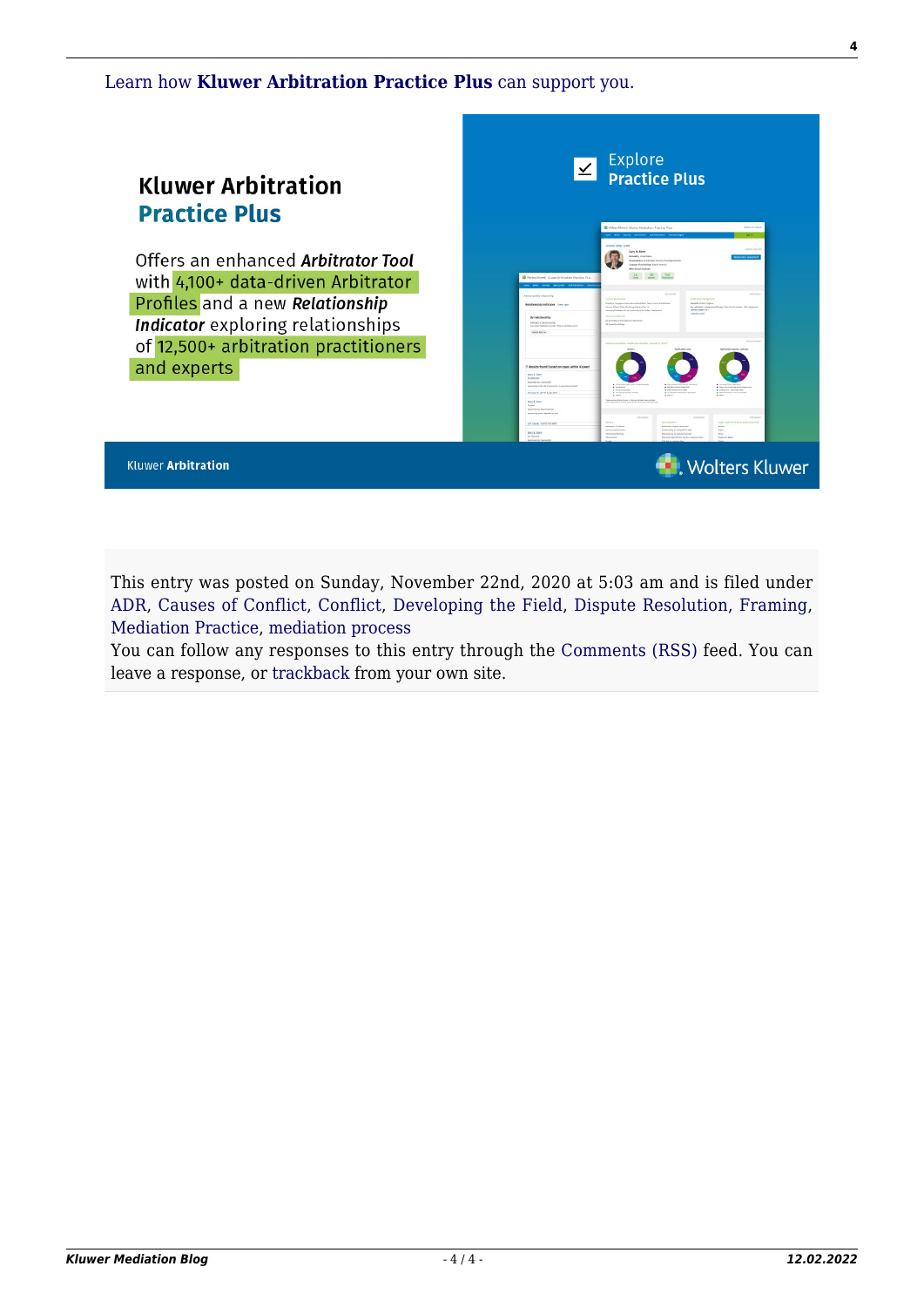Learn how **Kluwer Arbitration Practice Plus** can support you.

**Kluwer Arbitration Practice Plus**

Offers an enhanced ***Arbitrator Tool*** with 4,100+ data-driven Arbitrator Profiles and a new ***Relationship Indicator*** exploring relationships of 12,500+ arbitration practitioners and experts

Explore **Practice Plus**

Kluwer **Arbitration**

Wolters Kluwer

This entry was posted on Sunday, November 22nd, 2020 at 5:03 am and is filed under ADR, Causes of Conflict, Conflict, Developing the Field, Dispute Resolution, Framing, Mediation Practice, mediation process
You can follow any responses to this entry through the Comments (RSS) feed. You can leave a response, or trackback from your own site.